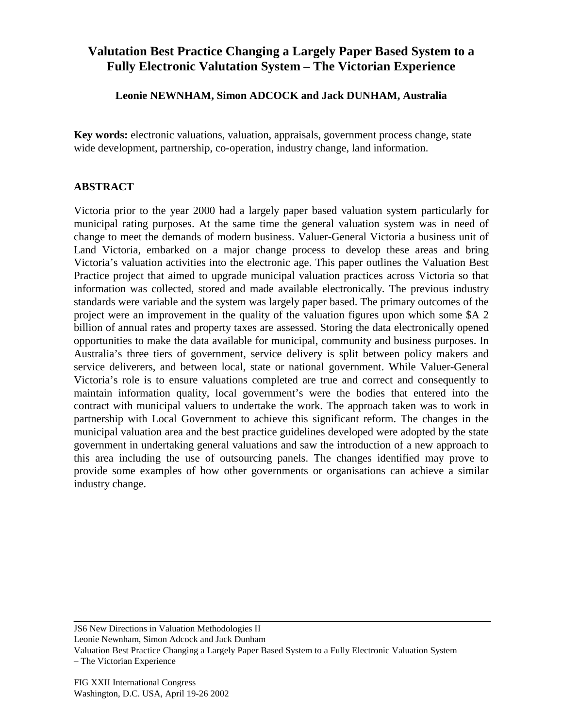# Valutation Best Practice Changing a Largely Paper Based System to a Fully Electronic Valutation System – The Victorian Experience

**Leonie NEWNHAM, Simon ADCOCK and Jack DUNHAM, Australia**

**Key words:** electronic valuations, valuation, appraisals, government process change, state wide development, partnership, co-operation, industry change, land information.

## ABSTRACT

Victoria prior to the year 2000 had a largely paper based valuation system particularly for municipal rating purposes. At the same time the general valuation system was in need of change to meet the demands of modern business. Valuer-General Victoria a business unit of Land Victoria, embarked on a major change process to develop these areas and bring Victoria's valuation activities into the electronic age. This paper outlines the Valuation Best Practice project that aimed to upgrade municipal valuation practices across Victoria so that information was collected, stored and made available electronically. The previous industry standards were variable and the system was largely paper based. The primary outcomes of the project were an improvement in the quality of the valuation figures upon which some $A 2 billion of annual rates and property taxes are assessed. Storing the data electronically opened opportunities to make the data available for municipal, community and business purposes. In Australia's three tiers of government, service delivery is split between policy makers and service deliverers, and between local, state or national government. While Valuer-General Victoria's role is to ensure valuations completed are true and correct and consequently to maintain information quality, local government's were the bodies that entered into the contract with municipal valuers to undertake the work. The approach taken was to work in partnership with Local Government to achieve this significant reform. The changes in the municipal valuation area and the best practice guidelines developed were adopted by the state government in undertaking general valuations and saw the introduction of a new approach to this area including the use of outsourcing panels. The changes identified may prove to provide some examples of how other governments or organisations can achieve a similar industry change.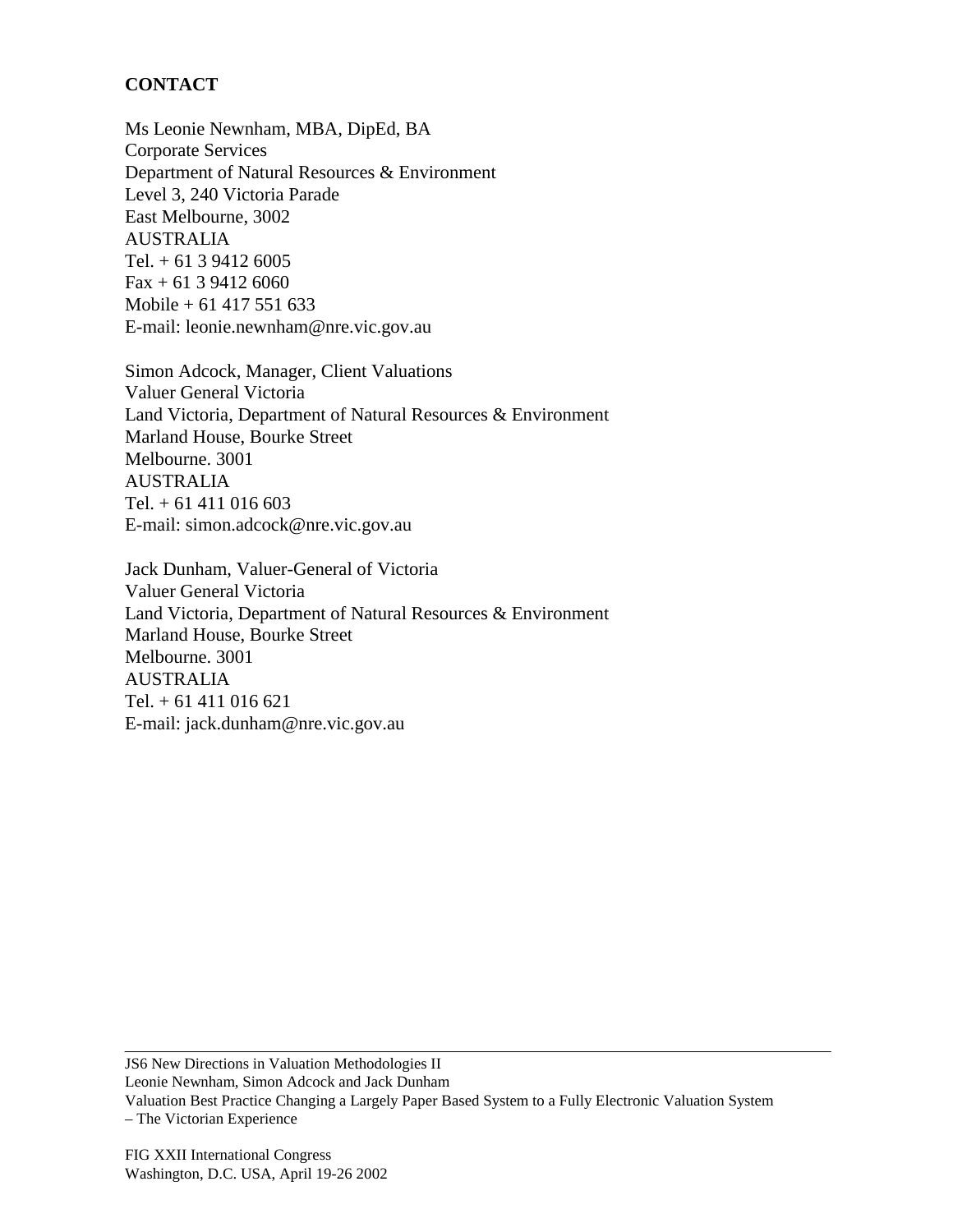## CONTACT

Ms Leonie Newnham, MBA, DipEd, BA
Corporate Services
Department of Natural Resources & Environment
Level 3, 240 Victoria Parade
East Melbourne, 3002
AUSTRALIA
Tel. + 61 3 9412 6005
Fax + 61 3 9412 6060
Mobile + 61 417 551 633
E-mail: leonie.newnham@nre.vic.gov.au

Simon Adcock, Manager, Client Valuations
Valuer General Victoria
Land Victoria, Department of Natural Resources & Environment
Marland House, Bourke Street
Melbourne. 3001
AUSTRALIA
Tel. + 61 411 016 603
E-mail: simon.adcock@nre.vic.gov.au

Jack Dunham, Valuer-General of Victoria
Valuer General Victoria
Land Victoria, Department of Natural Resources & Environment
Marland House, Bourke Street
Melbourne. 3001
AUSTRALIA
Tel. + 61 411 016 621
E-mail: jack.dunham@nre.vic.gov.au